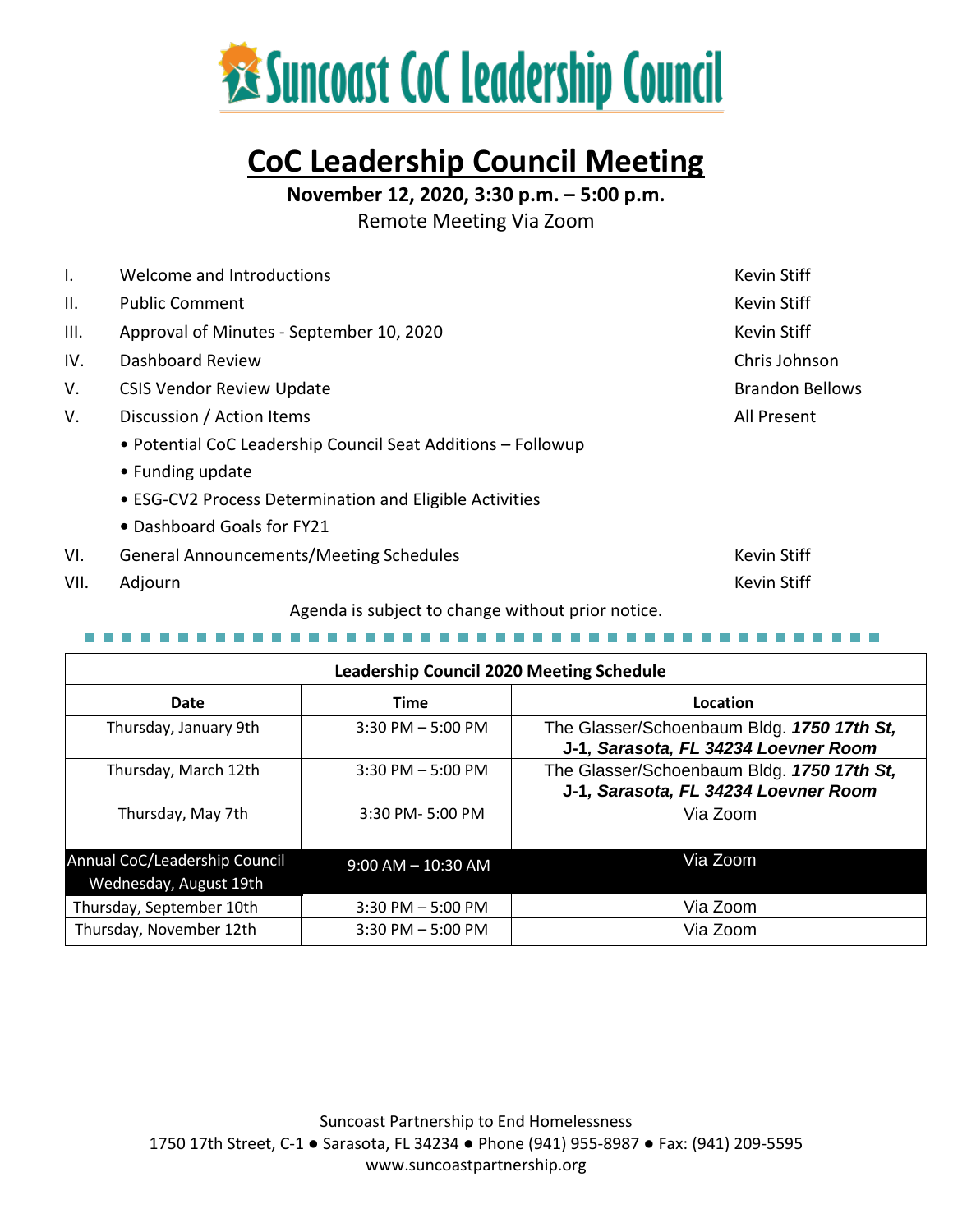# Suncoast CoC Leadership Council

## CoC Leadership Council Meeting

**November 12, 2020, 3:30 p.m. – 5:00 p.m.**

Remote Meeting Via Zoom

| | | |
|---|---|---|
| I. | Welcome and Introductions | Kevin Stiff |
| II. | Public Comment | Kevin Stiff |
| III. | Approval of Minutes - September 10, 2020 | Kevin Stiff |
| IV. | Dashboard Review | Chris Johnson |
| V. | CSIS Vendor Review Update | Brandon Bellows |
| V. | Discussion / Action Items | All Present |
| | • Potential CoC Leadership Council Seat Additions – Followup | |
| | • Funding update | |
| | • ESG-CV2 Process Determination and Eligible Activities | |
| | • Dashboard Goals for FY21 | |
| VI. | General Announcements/Meeting Schedules | Kevin Stiff |
| VII. | Adjourn | Kevin Stiff |

Agenda is subject to change without prior notice.

| **Leadership Council 2020 Meeting Schedule** | | |
|---|---|---|
| **Date** | **Time** | **Location** |
| Thursday, January 9th | 3:30 PM – 5:00 PM | The Glasser/Schoenbaum Bldg. ***1750 17th St, J-1, Sarasota, FL 34234 Loevner Room*** |
| Thursday, March 12th | 3:30 PM – 5:00 PM | The Glasser/Schoenbaum Bldg. ***1750 17th St, J-1, Sarasota, FL 34234 Loevner Room*** |
| Thursday, May 7th | 3:30 PM- 5:00 PM | Via Zoom |
| Annual CoC/Leadership Council Wednesday, August 19th | 9:00 AM – 10:30 AM | Via Zoom |
| Thursday, September 10th | 3:30 PM – 5:00 PM | Via Zoom |
| Thursday, November 12th | 3:30 PM – 5:00 PM | Via Zoom |

Suncoast Partnership to End Homelessness
1750 17th Street, C-1 ● Sarasota, FL 34234 ● Phone (941) 955-8987 ● Fax: (941) 209-5595
www.suncoastpartnership.org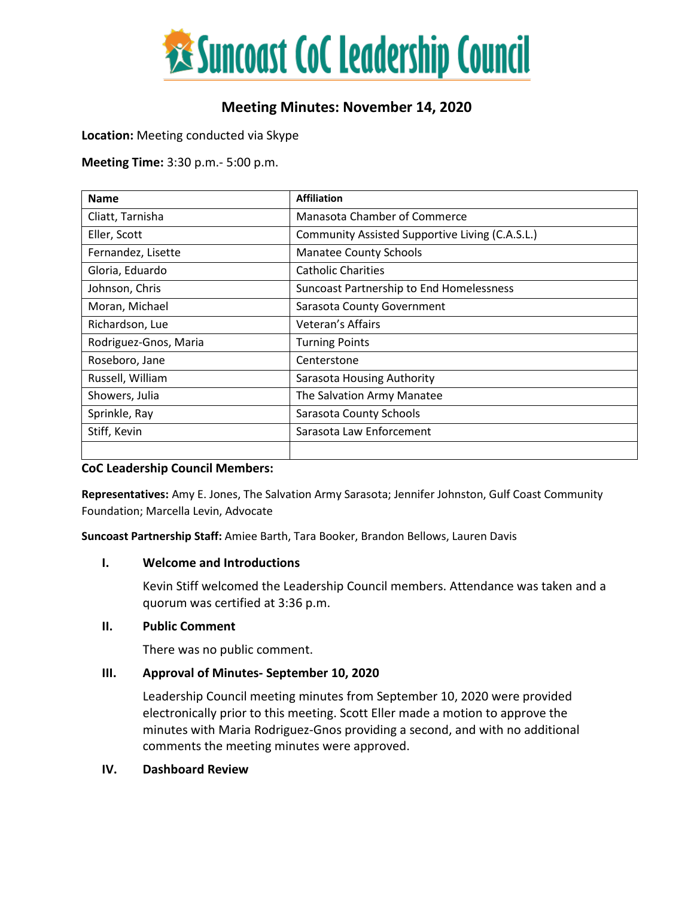# Suncoast CoC Leadership Council

## Meeting Minutes: November 14, 2020

**Location:** Meeting conducted via Skype

**Meeting Time:** 3:30 p.m.- 5:00 p.m.

| Name | Affiliation |
|---|---|
| Cliatt, Tarnisha | Manasota Chamber of Commerce |
| Eller, Scott | Community Assisted Supportive Living (C.A.S.L.) |
| Fernandez, Lisette | Manatee County Schools |
| Gloria, Eduardo | Catholic Charities |
| Johnson, Chris | Suncoast Partnership to End Homelessness |
| Moran, Michael | Sarasota County Government |
| Richardson, Lue | Veteran's Affairs |
| Rodriguez-Gnos, Maria | Turning Points |
| Roseboro, Jane | Centerstone |
| Russell, William | Sarasota Housing Authority |
| Showers, Julia | The Salvation Army Manatee |
| Sprinkle, Ray | Sarasota County Schools |
| Stiff, Kevin | Sarasota Law Enforcement |
| | |

**CoC Leadership Council Members:**

**Representatives:** Amy E. Jones, The Salvation Army Sarasota; Jennifer Johnston, Gulf Coast Community Foundation; Marcella Levin, Advocate

**Suncoast Partnership Staff:** Amiee Barth, Tara Booker, Brandon Bellows, Lauren Davis

### I. Welcome and Introductions

Kevin Stiff welcomed the Leadership Council members. Attendance was taken and a quorum was certified at 3:36 p.m.

### II. Public Comment

There was no public comment.

### III. Approval of Minutes- September 10, 2020

Leadership Council meeting minutes from September 10, 2020 were provided electronically prior to this meeting. Scott Eller made a motion to approve the minutes with Maria Rodriguez-Gnos providing a second, and with no additional comments the meeting minutes were approved.

### IV. Dashboard Review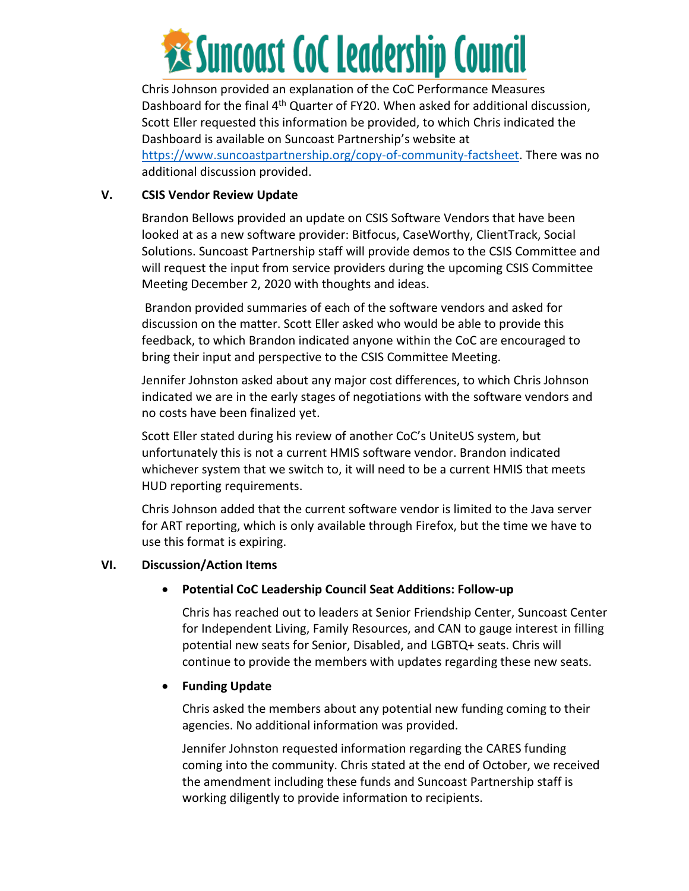Chris Johnson provided an explanation of the CoC Performance Measures Dashboard for the final 4th Quarter of FY20. When asked for additional discussion, Scott Eller requested this information be provided, to which Chris indicated the Dashboard is available on Suncoast Partnership's website at https://www.suncoastpartnership.org/copy-of-community-factsheet. There was no additional discussion provided.

## V. CSIS Vendor Review Update

Brandon Bellows provided an update on CSIS Software Vendors that have been looked at as a new software provider: Bitfocus, CaseWorthy, ClientTrack, Social Solutions. Suncoast Partnership staff will provide demos to the CSIS Committee and will request the input from service providers during the upcoming CSIS Committee Meeting December 2, 2020 with thoughts and ideas.

Brandon provided summaries of each of the software vendors and asked for discussion on the matter. Scott Eller asked who would be able to provide this feedback, to which Brandon indicated anyone within the CoC are encouraged to bring their input and perspective to the CSIS Committee Meeting.

Jennifer Johnston asked about any major cost differences, to which Chris Johnson indicated we are in the early stages of negotiations with the software vendors and no costs have been finalized yet.

Scott Eller stated during his review of another CoC's UniteUS system, but unfortunately this is not a current HMIS software vendor. Brandon indicated whichever system that we switch to, it will need to be a current HMIS that meets HUD reporting requirements.

Chris Johnson added that the current software vendor is limited to the Java server for ART reporting, which is only available through Firefox, but the time we have to use this format is expiring.

## VI. Discussion/Action Items

- **Potential CoC Leadership Council Seat Additions: Follow-up**

  Chris has reached out to leaders at Senior Friendship Center, Suncoast Center for Independent Living, Family Resources, and CAN to gauge interest in filling potential new seats for Senior, Disabled, and LGBTQ+ seats. Chris will continue to provide the members with updates regarding these new seats.

- **Funding Update**

  Chris asked the members about any potential new funding coming to their agencies. No additional information was provided.

  Jennifer Johnston requested information regarding the CARES funding coming into the community. Chris stated at the end of October, we received the amendment including these funds and Suncoast Partnership staff is working diligently to provide information to recipients.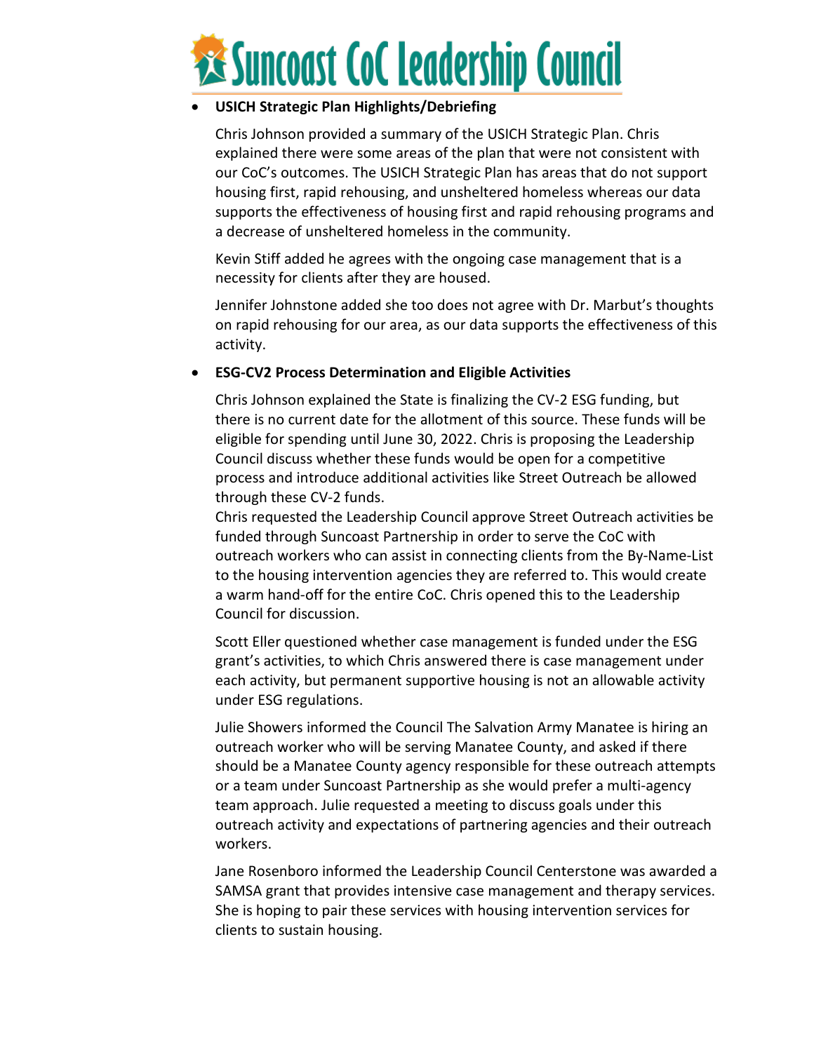- **USICH Strategic Plan Highlights/Debriefing**

  Chris Johnson provided a summary of the USICH Strategic Plan. Chris explained there were some areas of the plan that were not consistent with our CoC's outcomes. The USICH Strategic Plan has areas that do not support housing first, rapid rehousing, and unsheltered homeless whereas our data supports the effectiveness of housing first and rapid rehousing programs and a decrease of unsheltered homeless in the community.

  Kevin Stiff added he agrees with the ongoing case management that is a necessity for clients after they are housed.

  Jennifer Johnstone added she too does not agree with Dr. Marbut's thoughts on rapid rehousing for our area, as our data supports the effectiveness of this activity.

- **ESG-CV2 Process Determination and Eligible Activities**

  Chris Johnson explained the State is finalizing the CV-2 ESG funding, but there is no current date for the allotment of this source. These funds will be eligible for spending until June 30, 2022. Chris is proposing the Leadership Council discuss whether these funds would be open for a competitive process and introduce additional activities like Street Outreach be allowed through these CV-2 funds.
  Chris requested the Leadership Council approve Street Outreach activities be funded through Suncoast Partnership in order to serve the CoC with outreach workers who can assist in connecting clients from the By-Name-List to the housing intervention agencies they are referred to. This would create a warm hand-off for the entire CoC. Chris opened this to the Leadership Council for discussion.

  Scott Eller questioned whether case management is funded under the ESG grant's activities, to which Chris answered there is case management under each activity, but permanent supportive housing is not an allowable activity under ESG regulations.

  Julie Showers informed the Council The Salvation Army Manatee is hiring an outreach worker who will be serving Manatee County, and asked if there should be a Manatee County agency responsible for these outreach attempts or a team under Suncoast Partnership as she would prefer a multi-agency team approach. Julie requested a meeting to discuss goals under this outreach activity and expectations of partnering agencies and their outreach workers.

  Jane Rosenboro informed the Leadership Council Centerstone was awarded a SAMSA grant that provides intensive case management and therapy services. She is hoping to pair these services with housing intervention services for clients to sustain housing.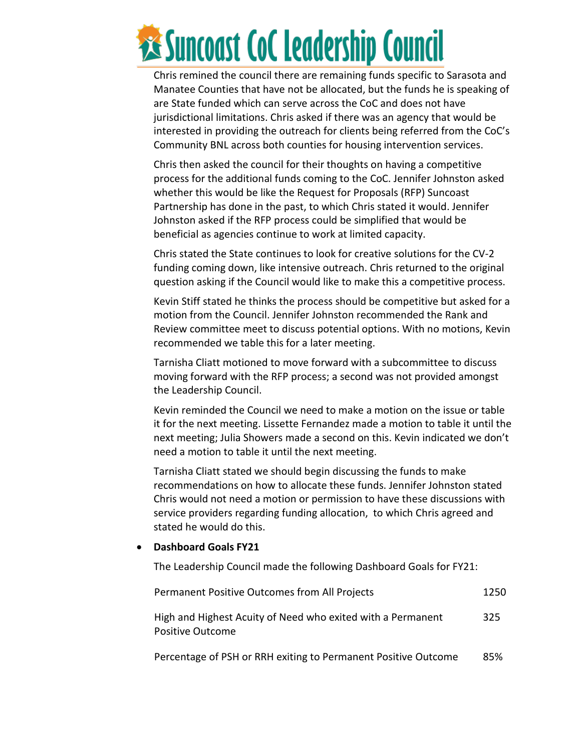Chris remined the council there are remaining funds specific to Sarasota and Manatee Counties that have not be allocated, but the funds he is speaking of are State funded which can serve across the CoC and does not have jurisdictional limitations. Chris asked if there was an agency that would be interested in providing the outreach for clients being referred from the CoC's Community BNL across both counties for housing intervention services.

Chris then asked the council for their thoughts on having a competitive process for the additional funds coming to the CoC. Jennifer Johnston asked whether this would be like the Request for Proposals (RFP) Suncoast Partnership has done in the past, to which Chris stated it would. Jennifer Johnston asked if the RFP process could be simplified that would be beneficial as agencies continue to work at limited capacity.

Chris stated the State continues to look for creative solutions for the CV-2 funding coming down, like intensive outreach. Chris returned to the original question asking if the Council would like to make this a competitive process.

Kevin Stiff stated he thinks the process should be competitive but asked for a motion from the Council. Jennifer Johnston recommended the Rank and Review committee meet to discuss potential options. With no motions, Kevin recommended we table this for a later meeting.

Tarnisha Cliatt motioned to move forward with a subcommittee to discuss moving forward with the RFP process; a second was not provided amongst the Leadership Council.

Kevin reminded the Council we need to make a motion on the issue or table it for the next meeting. Lissette Fernandez made a motion to table it until the next meeting; Julia Showers made a second on this. Kevin indicated we don't need a motion to table it until the next meeting.

Tarnisha Cliatt stated we should begin discussing the funds to make recommendations on how to allocate these funds. Jennifer Johnston stated Chris would not need a motion or permission to have these discussions with service providers regarding funding allocation, to which Chris agreed and stated he would do this.

- **Dashboard Goals FY21**

  The Leadership Council made the following Dashboard Goals for FY21:

| | |
|---|---|
| Permanent Positive Outcomes from All Projects | 1250 |
| High and Highest Acuity of Need who exited with a Permanent Positive Outcome | 325 |
| Percentage of PSH or RRH exiting to Permanent Positive Outcome | 85% |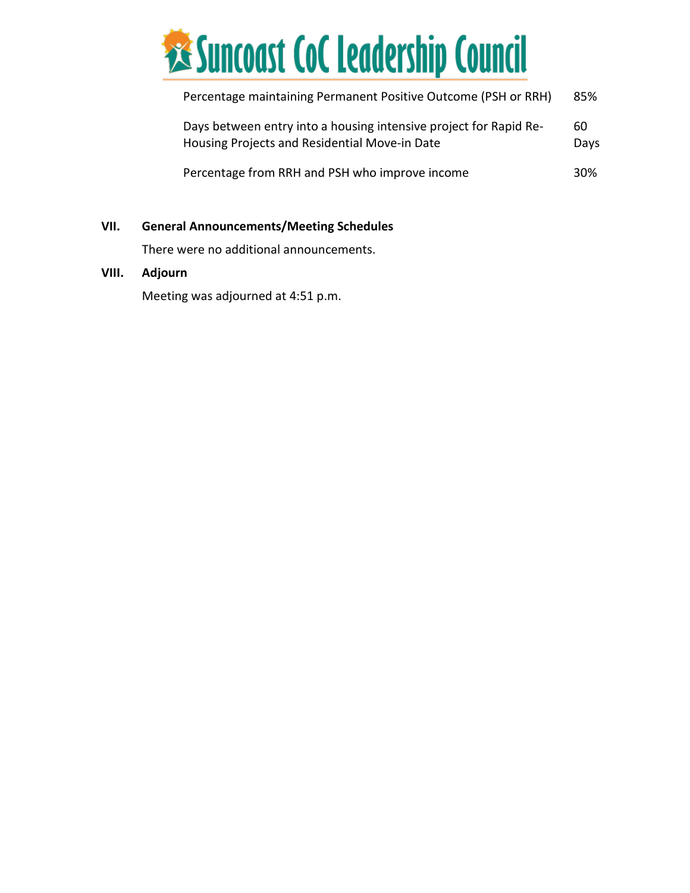| | |
|---|---|
| Percentage maintaining Permanent Positive Outcome (PSH or RRH) | 85% |
| Days between entry into a housing intensive project for Rapid Re-Housing Projects and Residential Move-in Date | 60 Days |
| Percentage from RRH and PSH who improve income | 30% |

**VII. General Announcements/Meeting Schedules**

There were no additional announcements.

**VIII. Adjourn**

Meeting was adjourned at 4:51 p.m.